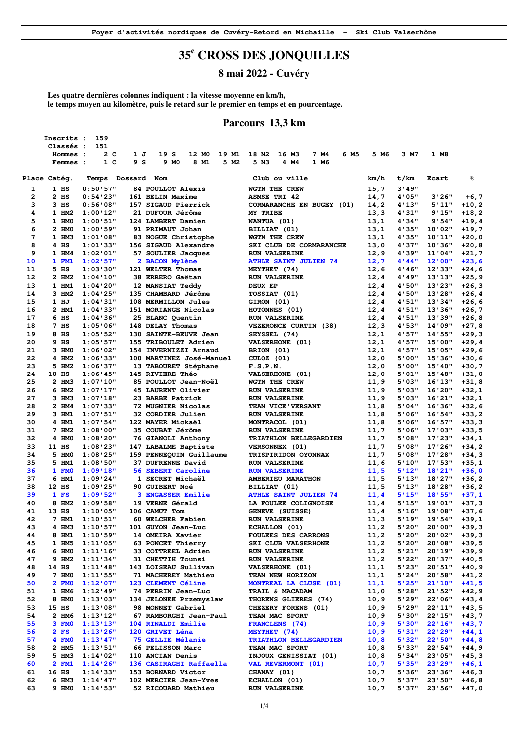Foyer d'activités nordiques de Cuvéry-Retord en Michaille - Ski Club Valserhône

# 35e CROSS DES JONQUILLES

## 8 mai 2022 - Cuvéry

**Les quatre dernières colonnes indiquent : la vitesse moyenne en km/h, le temps moyen au kilomètre, puis le retard sur le premier en temps et en pourcentage.**

## Parcours 13,3 km

Inscrits : 159
Classés : 151
Hommes : 2 C 1 J 19 S 12 M0 19 M1 18 M2 16 M3 7 M4 6 M5 5 M6 3 M7 1 M8
Femmes : 1 C 9 S 9 M0 8 M1 5 M2 5 M3 4 M4 1 M6

| Place | Catég. | Temps | Dossard | Nom | Club ou ville | km/h | t/km | Ecart | % |
|---|---|---|---|---|---|---|---|---|---|
| 1 | 1 HS | 0:50'57" | 84 | POULLOT Alexis | WGTN THE CREW | 15,7 | 3'49" | | |
| 2 | 2 HS | 0:54'23" | 161 | BELIN Maxime | ASMSE TRI 42 | 14,7 | 4'05" | 3'26" | +6,7 |
| 3 | 3 HS | 0:56'08" | 157 | SIGAUD Pierrick | CORMARANCHE EN BUGEY (01) | 14,2 | 4'13" | 5'11" | +10,2 |
| 4 | 1 HM2 | 1:00'12" | 21 | DUFOUR Jérôme | MY TRIBE | 13,3 | 4'31" | 9'15" | +18,2 |
| 5 | 1 HM0 | 1:00'51" | 124 | LAMBERT Damien | NANTUA (01) | 13,1 | 4'34" | 9'54" | +19,4 |
| 6 | 2 HM0 | 1:00'59" | 91 | PRIMAUT Johan | BILLIAT (01) | 13,1 | 4'35" | 10'02" | +19,7 |
| 7 | 1 HM3 | 1:01'08" | 83 | NOGUE Christophe | WGTN THE CREW | 13,1 | 4'35" | 10'11" | +20,0 |
| 8 | 4 HS | 1:01'33" | 156 | SIGAUD Alexandre | SKI CLUB DE CORMARANCHE | 13,0 | 4'37" | 10'36" | +20,8 |
| 9 | 1 HM4 | 1:02'01" | 57 | SOULIER Jacques | RUN VALSERINE | 12,9 | 4'39" | 11'04" | +21,7 |
| 10 | 1 FM1 | 1:02'57" | 2 | BACON Mylène | ATHLE SAINT JULIEN 74 | 12,7 | 4'44" | 12'00" | +23,6 |
| 11 | 5 HS | 1:03'30" | 121 | WELTER Thomas | MEYTHET (74) | 12,6 | 4'46" | 12'33" | +24,6 |
| 12 | 2 HM2 | 1:04'10" | 38 | ERRERO Gaëtan | RUN VALSERINE | 12,4 | 4'49" | 13'13" | +25,9 |
| 13 | 1 HM1 | 1:04'20" | 12 | MANSIAT Teddy | DEUX EP | 12,4 | 4'50" | 13'23" | +26,3 |
| 14 | 3 HM2 | 1:04'25" | 135 | CHAMBARD Jérôme | TOSSIAT (01) | 12,4 | 4'50" | 13'28" | +26,4 |
| 15 | 1 HJ | 1:04'31" | 108 | MERMILLON Jules | GIRON (01) | 12,4 | 4'51" | 13'34" | +26,6 |
| 16 | 2 HM1 | 1:04'33" | 151 | MORIANGE Nicolas | HOTONNES (01) | 12,4 | 4'51" | 13'36" | +26,7 |
| 17 | 6 HS | 1:04'36" | 25 | BLANC Quentin | RUN VALSERINE | 12,4 | 4'51" | 13'39" | +26,8 |
| 18 | 7 HS | 1:05'06" | 148 | DELAY Thomas | VEZERONCE CURTIN (38) | 12,3 | 4'53" | 14'09" | +27,8 |
| 19 | 8 HS | 1:05'52" | 130 | SAINTE-BEUVE Jean | SEYSSEL (74) | 12,1 | 4'57" | 14'55" | +29,3 |
| 20 | 9 HS | 1:05'57" | 155 | TRIBOULET Adrien | VALSERHONE (01) | 12,1 | 4'57" | 15'00" | +29,4 |
| 21 | 3 HM0 | 1:06'02" | 154 | INVERNIZZI Arnaud | BRION (01) | 12,1 | 4'57" | 15'05" | +29,6 |
| 22 | 4 HM2 | 1:06'33" | 100 | MARTINEZ José-Manuel | CULOZ (01) | 12,0 | 5'00" | 15'36" | +30,6 |
| 23 | 5 HM2 | 1:06'37" | 13 | TABOURET Stéphane | F.S.P.N. | 12,0 | 5'00" | 15'40" | +30,7 |
| 24 | 10 HS | 1:06'45" | 145 | RIVIERE Théo | VALSERHONE (01) | 12,0 | 5'01" | 15'48" | +31,0 |
| 25 | 2 HM3 | 1:07'10" | 85 | POULLOT Jean-Noël | WGTN THE CREW | 11,9 | 5'03" | 16'13" | +31,8 |
| 26 | 6 HM2 | 1:07'17" | 45 | LAURENT Olivier | RUN VALSERINE | 11,9 | 5'03" | 16'20" | +32,1 |
| 27 | 3 HM3 | 1:07'18" | 23 | BARBE Patrick | RUN VALSERINE | 11,9 | 5'03" | 16'21" | +32,1 |
| 28 | 2 HM4 | 1:07'33" | 72 | MUGNIER Nicolas | TEAM VICE'VERSANT | 11,8 | 5'04" | 16'36" | +32,6 |
| 29 | 3 HM1 | 1:07'51" | 32 | CORDIER Julien | RUN VALSERINE | 11,8 | 5'06" | 16'54" | +33,2 |
| 30 | 4 HM1 | 1:07'54" | 122 | MAYER Mickaël | MONTRACOL (01) | 11,8 | 5'06" | 16'57" | +33,3 |
| 31 | 7 HM2 | 1:08'00" | 35 | COUBAT Jérôme | RUN VALSERINE | 11,7 | 5'06" | 17'03" | +33,5 |
| 32 | 4 HM0 | 1:08'20" | 76 | GIANOLI Anthony | TRIATHLON BELLEGARDIEN | 11,7 | 5'08" | 17'23" | +34,1 |
| 33 | 11 HS | 1:08'23" | 147 | LABALME Baptiste | VERSONNEX (01) | 11,7 | 5'08" | 17'26" | +34,2 |
| 34 | 5 HM0 | 1:08'25" | 159 | PENNEQUIN Guillaume | TRISPIRIDON OYONNAX | 11,7 | 5'08" | 17'28" | +34,3 |
| 35 | 5 HM1 | 1:08'50" | 37 | DUFRENNE David | RUN VALSERINE | 11,6 | 5'10" | 17'53" | +35,1 |
| 36 | 1 FM0 | 1:09'18" | 56 | SEBERT Caroline | RUN VALSERINE | 11,5 | 5'12" | 18'21" | +36,0 |
| 37 | 6 HM1 | 1:09'24" | 1 | SECRET Michaël | AMBERIEU MARATHON | 11,5 | 5'13" | 18'27" | +36,2 |
| 38 | 12 HS | 1:09'25" | 90 | GUIBERT Noé | BILLIAT (01) | 11,5 | 5'13" | 18'28" | +36,2 |
| 39 | 1 FS | 1:09'52" | 3 | ENGASSER Emilie | ATHLE SAINT JULIEN 74 | 11,4 | 5'15" | 18'55" | +37,1 |
| 40 | 8 HM2 | 1:09'58" | 19 | VERNE Gérald | LA FOULEE COLIGNOISE | 11,4 | 5'15" | 19'01" | +37,3 |
| 41 | 13 HS | 1:10'05" | 106 | CAMUT Tom | GENEVE (SUISSE) | 11,4 | 5'16" | 19'08" | +37,6 |
| 42 | 7 HM1 | 1:10'51" | 60 | WELCHER Fabien | RUN VALSERINE | 11,3 | 5'19" | 19'54" | +39,1 |
| 43 | 4 HM3 | 1:10'57" | 101 | GUYON Jean-Luc | ECHALLON (01) | 11,2 | 5'20" | 20'00" | +39,3 |
| 44 | 8 HM1 | 1:10'59" | 14 | OMEIRA Xavier | FOULEES DES CARRONS | 11,2 | 5'20" | 20'02" | +39,3 |
| 45 | 1 HM5 | 1:11'05" | 63 | PONCET Thierry | SKI CLUB VALSERHONE | 11,2 | 5'20" | 20'08" | +39,5 |
| 46 | 6 HM0 | 1:11'16" | 33 | COTTREEL Adrien | RUN VALSERINE | 11,2 | 5'21" | 20'19" | +39,9 |
| 47 | 9 HM2 | 1:11'34" | 31 | CHETTIH Tounsi | RUN VALSERINE | 11,2 | 5'22" | 20'37" | +40,5 |
| 48 | 14 HS | 1:11'48" | 143 | LOISEAU Sullivan | VALSERHONE (01) | 11,1 | 5'23" | 20'51" | +40,9 |
| 49 | 7 HM0 | 1:11'55" | 71 | MACHEREY Mathieu | TEAM NEW HORIZON | 11,1 | 5'24" | 20'58" | +41,2 |
| 50 | 2 FM0 | 1:12'07" | 123 | CLEMENT Céline | MONTREAL LA CLUSE (01) | 11,1 | 5'25" | 21'10" | +41,5 |
| 51 | 1 HM6 | 1:12'49" | 74 | PERRIN Jean-Luc | TRAIL & MACADAM | 11,0 | 5'28" | 21'52" | +42,9 |
| 52 | 8 HM0 | 1:13'03" | 134 | JELONEK Przemyslaw | THORENS GLIERES (74) | 10,9 | 5'29" | 22'06" | +43,4 |
| 53 | 15 HS | 1:13'08" | 98 | MONNET Gabriel | CHEZERY FORENS (01) | 10,9 | 5'29" | 22'11" | +43,5 |
| 54 | 2 HM6 | 1:13'12" | 67 | RAMBORGHI Jean-Paul | TEAM MAC SPORT | 10,9 | 5'30" | 22'15" | +43,7 |
| 55 | 3 FM0 | 1:13'13" | 104 | RINALDI Emilie | FRANCLENS (74) | 10,9 | 5'30" | 22'16" | +43,7 |
| 56 | 2 FS | 1:13'26" | 120 | GRIVET Léna | MEYTHET (74) | 10,9 | 5'31" | 22'29" | +44,1 |
| 57 | 4 FM0 | 1:13'47" | 75 | GELLIE Mélanie | TRIATHLON BELLEGARDIEN | 10,8 | 5'32" | 22'50" | +44,8 |
| 58 | 2 HM5 | 1:13'51" | 66 | PELISSON Marc | TEAM MAC SPORT | 10,8 | 5'33" | 22'54" | +44,9 |
| 59 | 5 HM3 | 1:14'02" | 110 | ANCIAN Denis | INJOUX GENISSIAT (01) | 10,8 | 5'34" | 23'05" | +45,3 |
| 60 | 2 FM1 | 1:14'26" | 136 | CASIRAGHI Raffaella | VAL REVERMONT (01) | 10,7 | 5'35" | 23'29" | +46,1 |
| 61 | 16 HS | 1:14'33" | 153 | BORNARD Victor | CHANAY (01) | 10,7 | 5'36" | 23'36" | +46,3 |
| 62 | 6 HM3 | 1:14'47" | 102 | MERCIER Jean-Yves | ECHALLON (01) | 10,7 | 5'37" | 23'50" | +46,8 |
| 63 | 9 HM0 | 1:14'53" | 52 | RICOUARD Mathieu | RUN VALSERINE | 10,7 | 5'37" | 23'56" | +47,0 |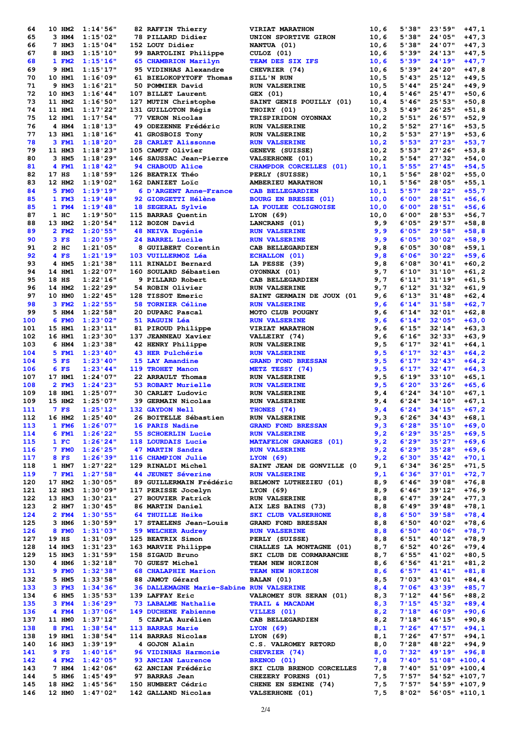| | | | | | | | | | |
|---|---|---|---|---|---|---|---|---|---|
| 64 | 10 HM2 | 1:14'56" | 82 | RAFFIN Thierry | VIRIAT MARATHON | 10,6 | 5'38" | 23'59" | +47,1 |
| 65 | 3 HM4 | 1:15'02" | 78 | PILLARD Didier | UNION SPORTIVE GIRON | 10,6 | 5'38" | 24'05" | +47,3 |
| 66 | 7 HM3 | 1:15'04" | 152 | LOUY Didier | NANTUA (01) | 10,6 | 5'38" | 24'07" | +47,3 |
| 67 | 8 HM3 | 1:15'10" | 99 | BARTOLINI Philippe | CULOZ (01) | 10,6 | 5'39" | 24'13" | +47,5 |
| 68 | 1 FM2 | 1:15'16" | 65 | CHAMBRION Marilyn | TEAM DES SIX IFS | 10,6 | 5'39" | 24'19" | +47,7 |
| 69 | 9 HM1 | 1:15'17" | 95 | VIDINHAS Alexandre | CHEVRIER (74) | 10,6 | 5'39" | 24'20" | +47,8 |
| 70 | 10 HM1 | 1:16'09" | 61 | BIELOKOPYTOFF Thomas | SILL'N RUN | 10,5 | 5'43" | 25'12" | +49,5 |
| 71 | 9 HM3 | 1:16'21" | 50 | POMMIER David | RUN VALSERINE | 10,5 | 5'44" | 25'24" | +49,9 |
| 72 | 10 HM3 | 1:16'44" | 107 | BILLET Laurent | GEX (01) | 10,4 | 5'46" | 25'47" | +50,6 |
| 73 | 11 HM2 | 1:16'50" | 127 | MUTIN Christophe | SAINT GENIS POUILLY (01) | 10,4 | 5'46" | 25'53" | +50,8 |
| 74 | 11 HM1 | 1:17'22" | 131 | GUILLOTON Régis | THOIRY (01) | 10,3 | 5'49" | 26'25" | +51,8 |
| 75 | 12 HM1 | 1:17'54" | 77 | VERON Nicolas | TRISPIRIDON OYONNAX | 10,2 | 5'51" | 26'57" | +52,9 |
| 76 | 4 HM4 | 1:18'13" | 49 | ODEZENNE Frédéric | RUN VALSERINE | 10,2 | 5'52" | 27'16" | +53,5 |
| 77 | 13 HM1 | 1:18'16" | 41 | GROSBOIS Tony | RUN VALSERINE | 10,2 | 5'53" | 27'19" | +53,6 |
| 78 | 3 FM1 | 1:18'20" | 28 | CARLET Alissonne | RUN VALSERINE | 10,2 | 5'53" | 27'23" | +53,7 |
| 79 | 11 HM3 | 1:18'23" | 105 | CAMUT Olivier | GENEVE (SUISSE) | 10,2 | 5'53" | 27'26" | +53,8 |
| 80 | 3 HM5 | 1:18'29" | 146 | SAUSSAC Jean-Pierre | VALSERHONE (01) | 10,2 | 5'54" | 27'32" | +54,0 |
| 81 | 4 FM1 | 1:18'42" | 94 | CHABOUD Alice | CHAMPDOR CORCELLES (01) | 10,1 | 5'55" | 27'45" | +54,5 |
| 82 | 17 HS | 1:18'59" | 126 | BEATRIX Théo | PERLY (SUISSE) | 10,1 | 5'56" | 28'02" | +55,0 |
| 83 | 12 HM2 | 1:19'02" | 162 | DANIZET Loïc | AMBERIEU MARATHON | 10,1 | 5'56" | 28'05" | +55,1 |
| 84 | 5 FM0 | 1:19'19" | 6 | D'ARGENT Anne-France | CAB BELLEGARDIEN | 10,1 | 5'57" | 28'22" | +55,7 |
| 85 | 1 FM3 | 1:19'48" | 92 | GIORGETTI Hélène | BOURG EN BRESSE (01) | 10,0 | 6'00" | 28'51" | +56,6 |
| 85 | 1 FM4 | 1:19'48" | 18 | SEGERAL Sylvie | LA FOULEE COLIGNOISE | 10,0 | 6'00" | 28'51" | +56,6 |
| 87 | 1 HC | 1:19'50" | 115 | BARRAS Quentin | LYON (69) | 10,0 | 6'00" | 28'53" | +56,7 |
| 88 | 13 HM2 | 1:20'54" | 112 | BOZON David | LANCRANS (01) | 9,9 | 6'05" | 29'57" | +58,8 |
| 89 | 2 FM2 | 1:20'55" | 48 | NEIVA Eugénie | RUN VALSERINE | 9,9 | 6'05" | 29'58" | +58,8 |
| 90 | 3 FS | 1:20'59" | 24 | BARREL Lucile | RUN VALSERINE | 9,9 | 6'05" | 30'02" | +58,9 |
| 91 | 2 HC | 1:21'05" | 8 | GUILBERT Corentin | CAB BELLEGARDIEN | 9,8 | 6'05" | 30'08" | +59,1 |
| 92 | 4 FS | 1:21'19" | 103 | VUILLERMOZ Léa | ECHALLON (01) | 9,8 | 6'06" | 30'22" | +59,6 |
| 93 | 4 HM5 | 1:21'38" | 111 | RINALDI Bernard | LA PESSE (39) | 9,8 | 6'08" | 30'41" | +60,2 |
| 94 | 14 HM1 | 1:22'07" | 160 | SOULARD Sébastien | OYONNAX (01) | 9,7 | 6'10" | 31'10" | +61,2 |
| 95 | 18 HS | 1:22'16" | 9 | PILLARD Robert | CAB BELLEGARDIEN | 9,7 | 6'11" | 31'19" | +61,5 |
| 96 | 14 HM2 | 1:22'29" | 54 | ROBIN Olivier | RUN VALSERINE | 9,7 | 6'12" | 31'32" | +61,9 |
| 97 | 10 HM0 | 1:22'45" | 128 | TISSOT Emeric | SAINT GERMAIN DE JOUX (01 | 9,6 | 6'13" | 31'48" | +62,4 |
| 98 | 3 FM2 | 1:22'55" | 58 | TORNIER Céline | RUN VALSERINE | 9,6 | 6'14" | 31'58" | +62,7 |
| 99 | 5 HM4 | 1:22'58" | 20 | DUPARC Pascal | MOTO CLUB POUGNY | 9,6 | 6'14" | 32'01" | +62,8 |
| 100 | 6 FM0 | 1:23'02" | 51 | RAGUIN Léa | RUN VALSERINE | 9,6 | 6'14" | 32'05" | +63,0 |
| 101 | 15 HM1 | 1:23'11" | 81 | PIROUD Philippe | VIRIAT MARATHON | 9,6 | 6'15" | 32'14" | +63,3 |
| 102 | 16 HM1 | 1:23'30" | 137 | JEANNEAU Xavier | VALLEIRY (74) | 9,6 | 6'16" | 32'33" | +63,9 |
| 103 | 6 HM4 | 1:23'38" | 42 | HENRY Philippe | RUN VALSERINE | 9,5 | 6'17" | 32'41" | +64,1 |
| 104 | 5 FM1 | 1:23'40" | 43 | HER Pulchérie | RUN VALSERINE | 9,5 | 6'17" | 32'43" | +64,2 |
| 104 | 5 FS | 1:23'40" | 15 | LAY Amandine | GRAND FOND BRESSAN | 9,5 | 6'17" | 32'43" | +64,2 |
| 106 | 6 FS | 1:23'44" | 119 | TROHET Manon | METZ TESSY (74) | 9,5 | 6'17" | 32'47" | +64,3 |
| 107 | 17 HM1 | 1:24'07" | 22 | ARRAULT Thomas | RUN VALSERINE | 9,5 | 6'19" | 33'10" | +65,1 |
| 108 | 2 FM3 | 1:24'23" | 53 | ROBART Murielle | RUN VALSERINE | 9,5 | 6'20" | 33'26" | +65,6 |
| 109 | 18 HM1 | 1:25'07" | 30 | CARLET Ludovic | RUN VALSERINE | 9,4 | 6'24" | 34'10" | +67,1 |
| 109 | 15 HM2 | 1:25'07" | 39 | GERMAIN Nicolas | RUN VALSERINE | 9,4 | 6'24" | 34'10" | +67,1 |
| 111 | 7 FS | 1:25'12" | 132 | GAYDON Nell | THONES (74) | 9,4 | 6'24" | 34'15" | +67,2 |
| 112 | 16 HM2 | 1:25'40" | 26 | BOITELLE Sébastien | RUN VALSERINE | 9,3 | 6'26" | 34'43" | +68,1 |
| 113 | 1 FM6 | 1:26'07" | 16 | PARIS Nadine | GRAND FOND BRESSAN | 9,3 | 6'28" | 35'10" | +69,0 |
| 114 | 6 FM1 | 1:26'22" | 55 | SCHOERLIN Lucie | RUN VALSERINE | 9,2 | 6'29" | 35'25" | +69,5 |
| 115 | 1 FC | 1:26'24" | 118 | LOURDAIS Lucie | MATAFELON GRANGES (01) | 9,2 | 6'29" | 35'27" | +69,6 |
| 116 | 7 FM0 | 1:26'25" | 47 | MARTIN Sandra | RUN VALSERINE | 9,2 | 6'29" | 35'28" | +69,6 |
| 117 | 8 FS | 1:26'39" | 116 | CHAMPION Julie | LYON (69) | 9,2 | 6'30" | 35'42" | +70,1 |
| 118 | 1 HM7 | 1:27'22" | 129 | RINALDI Michel | SAINT JEAN DE GONVILLE (0 | 9,1 | 6'34" | 36'25" | +71,5 |
| 119 | 7 FM1 | 1:27'58" | 44 | JEUNET Séverine | RUN VALSERINE | 9,1 | 6'36" | 37'01" | +72,7 |
| 120 | 17 HM2 | 1:30'05" | 89 | GUILLERMAIN Frédéric | BELMONT LUTHEZIEU (01) | 8,9 | 6'46" | 39'08" | +76,8 |
| 121 | 12 HM3 | 1:30'09" | 117 | PERISSE Jocelyn | LYON (69) | 8,9 | 6'46" | 39'12" | +76,9 |
| 122 | 13 HM3 | 1:30'21" | 27 | BOUVIER Patrick | RUN VALSERINE | 8,8 | 6'47" | 39'24" | +77,3 |
| 123 | 2 HM7 | 1:30'45" | 86 | MARTIN Daniel | AIX LES BAINS (73) | 8,8 | 6'49" | 39'48" | +78,1 |
| 124 | 2 FM4 | 1:30'55" | 64 | THUILLE Heike | SKI CLUB VALSERHONE | 8,8 | 6'50" | 39'58" | +78,4 |
| 125 | 3 HM6 | 1:30'59" | 17 | STAELENS Jean-Louis | GRAND FOND BRESSAN | 8,8 | 6'50" | 40'02" | +78,6 |
| 126 | 8 FM0 | 1:31'03" | 59 | WELCHER Audrey | RUN VALSERINE | 8,8 | 6'50" | 40'06" | +78,7 |
| 127 | 19 HS | 1:31'09" | 125 | BEATRIX Simon | PERLY (SUISSE) | 8,8 | 6'51" | 40'12" | +78,9 |
| 128 | 14 HM3 | 1:31'23" | 163 | MARVIE Philippe | CHALLES LA MONTAGNE (01) | 8,7 | 6'52" | 40'26" | +79,4 |
| 129 | 15 HM3 | 1:31'59" | 158 | SIGAUD Bruno | SKI CLUB DE CORMARANCHE | 8,7 | 6'55" | 41'02" | +80,5 |
| 130 | 4 HM6 | 1:32'18" | 70 | GUEST Michel | TEAM NEW HORIZON | 8,6 | 6'56" | 41'21" | +81,2 |
| 131 | 9 FM0 | 1:32'38" | 68 | CHALAPHIE Marion | TEAM NEW HORIZON | 8,6 | 6'57" | 41'41" | +81,8 |
| 132 | 5 HM5 | 1:33'58" | 88 | JAMOT Gérard | BALAN (01) | 8,5 | 7'03" | 43'01" | +84,4 |
| 133 | 3 FM3 | 1:34'36" | 36 | DALLEMAGNE Marie-Sabine | RUN VALSERINE | 8,4 | 7'06" | 43'39" | +85,7 |
| 134 | 6 HM5 | 1:35'53" | 139 | LAFFAY Eric | VALROMEY SUR SERAN (01) | 8,3 | 7'12" | 44'56" | +88,2 |
| 135 | 3 FM4 | 1:36'29" | 73 | LABALME Nathalie | TRAIL & MACADAM | 8,3 | 7'15" | 45'32" | +89,4 |
| 136 | 4 FM4 | 1:37'06" | 149 | DUCHENE Fabienne | VILLES (01) | 8,2 | 7'18" | 46'09" | +90,6 |
| 137 | 11 HM0 | 1:37'12" | 5 | CZAPLA Aurélien | CAB BELLEGARDIEN | 8,2 | 7'18" | 46'15" | +90,8 |
| 138 | 8 FM1 | 1:38'54" | 113 | BARRAS Marie | LYON (69) | 8,1 | 7'26" | 47'57" | +94,1 |
| 138 | 19 HM1 | 1:38'54" | 114 | BARRAS Nicolas | LYON (69) | 8,1 | 7'26" | 47'57" | +94,1 |
| 140 | 16 HM3 | 1:39'19" | 4 | GOJON Alain | C.S. VALROMEY RETORD | 8,0 | 7'28" | 48'22" | +94,9 |
| 141 | 9 FS | 1:40'16" | 96 | VIDINHAS Harmonie | CHEVRIER (74) | 8,0 | 7'32" | 49'19" | +96,8 |
| 142 | 4 FM2 | 1:42'05" | 93 | ANCIAN Laurence | BRENOD (01) | 7,8 | 7'40" | 51'08" | +100,4 |
| 143 | 7 HM4 | 1:42'06" | 62 | ANCIAN Frédéric | SKI CLUB BRENOD CORCELLES | 7,8 | 7'40" | 51'09" | +100,4 |
| 144 | 5 HM6 | 1:45'49" | 97 | BARRAS Jean | CHEZERY FORENS (01) | 7,5 | 7'57" | 54'52" | +107,7 |
| 145 | 18 HM2 | 1:45'56" | 150 | HUMBERT Cédric | CHENE EN SEMINE (74) | 7,5 | 7'57" | 54'59" | +107,9 |
| 146 | 12 HM0 | 1:47'02" | 142 | GALLAND Nicolas | VALSERHONE (01) | 7,5 | 8'02" | 56'05" | +110,1 |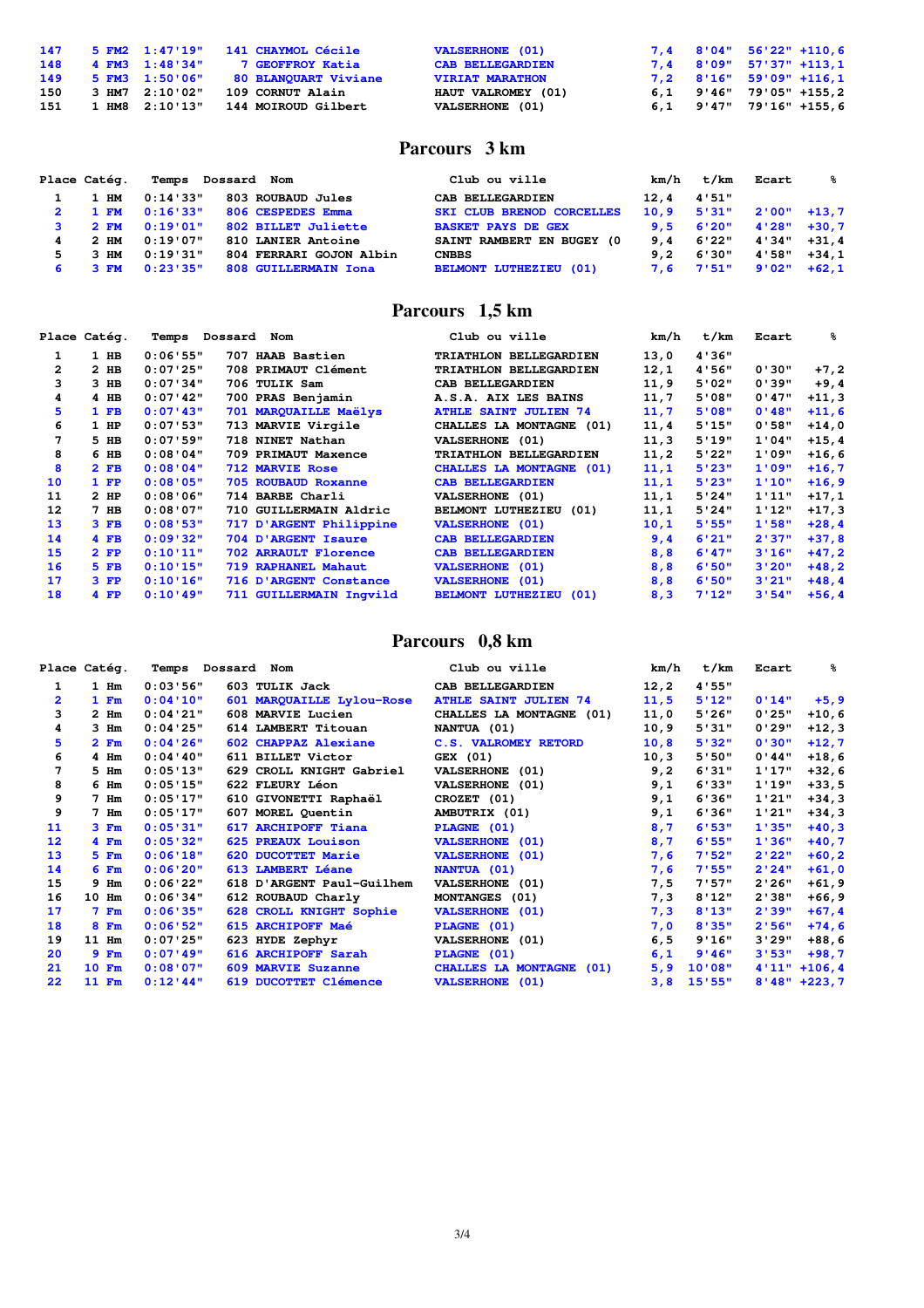| | | | | | | | | | |
|---|---|---|---|---|---|---|---|---|---|
| 147 | 5 FM2 | 1:47'19" | 141 | CHAYMOL Cécile | VALSERHONE (01) | 7,4 | 8'04" | 56'22" | +110,6 |
| 148 | 4 FM3 | 1:48'34" | 7 | GEOFFROY Katia | CAB BELLEGARDIEN | 7,4 | 8'09" | 57'37" | +113,1 |
| 149 | 5 FM3 | 1:50'06" | 80 | BLANQUART Viviane | VIRIAT MARATHON | 7,2 | 8'16" | 59'09" | +116,1 |
| 150 | 3 HM7 | 2:10'02" | 109 | CORNUT Alain | HAUT VALROMEY (01) | 6,1 | 9'46" | 79'05" | +155,2 |
| 151 | 1 HM8 | 2:10'13" | 144 | MOIROUD Gilbert | VALSERHONE (01) | 6,1 | 9'47" | 79'16" | +155,6 |

## Parcours 3 km

| Place | Catég. | Temps | Dossard | Nom | Club ou ville | km/h | t/km | Ecart | % |
|---|---|---|---|---|---|---|---|---|---|
| 1 | 1 HM | 0:14'33" | 803 | ROUBAUD Jules | CAB BELLEGARDIEN | 12,4 | 4'51" | | |
| 2 | 1 FM | 0:16'33" | 806 | CESPEDES Emma | SKI CLUB BRENOD CORCELLES | 10,9 | 5'31" | 2'00" | +13,7 |
| 3 | 2 FM | 0:19'01" | 802 | BILLET Juliette | BASKET PAYS DE GEX | 9,5 | 6'20" | 4'28" | +30,7 |
| 4 | 2 HM | 0:19'07" | 810 | LANIER Antoine | SAINT RAMBERT EN BUGEY (0 | 9,4 | 6'22" | 4'34" | +31,4 |
| 5 | 3 HM | 0:19'31" | 804 | FERRARI GOJON Albin | CNBBS | 9,2 | 6'30" | 4'58" | +34,1 |
| 6 | 3 FM | 0:23'35" | 808 | GUILLERMAIN Iona | BELMONT LUTHEZIEU (01) | 7,6 | 7'51" | 9'02" | +62,1 |

## Parcours 1,5 km

| Place | Catég. | Temps | Dossard | Nom | Club ou ville | km/h | t/km | Ecart | % |
|---|---|---|---|---|---|---|---|---|---|
| 1 | 1 HB | 0:06'55" | 707 | HAAB Bastien | TRIATHLON BELLEGARDIEN | 13,0 | 4'36" | | |
| 2 | 2 HB | 0:07'25" | 708 | PRIMAUT Clément | TRIATHLON BELLEGARDIEN | 12,1 | 4'56" | 0'30" | +7,2 |
| 3 | 3 HB | 0:07'34" | 706 | TULIK Sam | CAB BELLEGARDIEN | 11,9 | 5'02" | 0'39" | +9,4 |
| 4 | 4 HB | 0:07'42" | 700 | PRAS Benjamin | A.S.A. AIX LES BAINS | 11,7 | 5'08" | 0'47" | +11,3 |
| 5 | 1 FB | 0:07'43" | 701 | MARQUAILLE Maëlys | ATHLE SAINT JULIEN 74 | 11,7 | 5'08" | 0'48" | +11,6 |
| 6 | 1 HP | 0:07'53" | 713 | MARVIE Virgile | CHALLES LA MONTAGNE (01) | 11,4 | 5'15" | 0'58" | +14,0 |
| 7 | 5 HB | 0:07'59" | 718 | NINET Nathan | VALSERHONE (01) | 11,3 | 5'19" | 1'04" | +15,4 |
| 8 | 6 HB | 0:08'04" | 709 | PRIMAUT Maxence | TRIATHLON BELLEGARDIEN | 11,2 | 5'22" | 1'09" | +16,6 |
| 8 | 2 FB | 0:08'04" | 712 | MARVIE Rose | CHALLES LA MONTAGNE (01) | 11,1 | 5'23" | 1'09" | +16,7 |
| 10 | 1 FP | 0:08'05" | 705 | ROUBAUD Roxanne | CAB BELLEGARDIEN | 11,1 | 5'23" | 1'10" | +16,9 |
| 11 | 2 HP | 0:08'06" | 714 | BARBE Charli | VALSERHONE (01) | 11,1 | 5'24" | 1'11" | +17,1 |
| 12 | 7 HB | 0:08'07" | 710 | GUILLERMAIN Aldric | BELMONT LUTHEZIEU (01) | 11,1 | 5'24" | 1'12" | +17,3 |
| 13 | 3 FB | 0:08'53" | 717 | D'ARGENT Philippine | VALSERHONE (01) | 10,1 | 5'55" | 1'58" | +28,4 |
| 14 | 4 FB | 0:09'32" | 704 | D'ARGENT Isaure | CAB BELLEGARDIEN | 9,4 | 6'21" | 2'37" | +37,8 |
| 15 | 2 FP | 0:10'11" | 702 | ARRAULT Florence | CAB BELLEGARDIEN | 8,8 | 6'47" | 3'16" | +47,2 |
| 16 | 5 FB | 0:10'15" | 719 | RAPHANEL Mahaut | VALSERHONE (01) | 8,8 | 6'50" | 3'20" | +48,2 |
| 17 | 3 FP | 0:10'16" | 716 | D'ARGENT Constance | VALSERHONE (01) | 8,8 | 6'50" | 3'21" | +48,4 |
| 18 | 4 FP | 0:10'49" | 711 | GUILLERMAIN Ingvild | BELMONT LUTHEZIEU (01) | 8,3 | 7'12" | 3'54" | +56,4 |

## Parcours 0,8 km

| Place | Catég. | Temps | Dossard | Nom | Club ou ville | km/h | t/km | Ecart | % |
|---|---|---|---|---|---|---|---|---|---|
| 1 | 1 Hm | 0:03'56" | 603 | TULIK Jack | CAB BELLEGARDIEN | 12,2 | 4'55" | | |
| 2 | 1 Fm | 0:04'10" | 601 | MARQUAILLE Lylou-Rose | ATHLE SAINT JULIEN 74 | 11,5 | 5'12" | 0'14" | +5,9 |
| 3 | 2 Hm | 0:04'21" | 608 | MARVIE Lucien | CHALLES LA MONTAGNE (01) | 11,0 | 5'26" | 0'25" | +10,6 |
| 4 | 3 Hm | 0:04'25" | 614 | LAMBERT Titouan | NANTUA (01) | 10,9 | 5'31" | 0'29" | +12,3 |
| 5 | 2 Fm | 0:04'26" | 602 | CHAPPAZ Alexiane | C.S. VALROMEY RETORD | 10,8 | 5'32" | 0'30" | +12,7 |
| 6 | 4 Hm | 0:04'40" | 611 | BILLET Victor | GEX (01) | 10,3 | 5'50" | 0'44" | +18,6 |
| 7 | 5 Hm | 0:05'13" | 629 | CROLL KNIGHT Gabriel | VALSERHONE (01) | 9,2 | 6'31" | 1'17" | +32,6 |
| 8 | 6 Hm | 0:05'15" | 622 | FLEURY Léon | VALSERHONE (01) | 9,1 | 6'33" | 1'19" | +33,5 |
| 9 | 7 Hm | 0:05'17" | 610 | GIVONETTI Raphaël | CROZET (01) | 9,1 | 6'36" | 1'21" | +34,3 |
| 9 | 7 Hm | 0:05'17" | 607 | MOREL Quentin | AMBUTRIX (01) | 9,1 | 6'36" | 1'21" | +34,3 |
| 11 | 3 Fm | 0:05'31" | 617 | ARCHIPOFF Tiana | PLAGNE (01) | 8,7 | 6'53" | 1'35" | +40,3 |
| 12 | 4 Fm | 0:05'32" | 625 | PREAUX Louison | VALSERHONE (01) | 8,7 | 6'55" | 1'36" | +40,7 |
| 13 | 5 Fm | 0:06'18" | 620 | DUCOTTET Marie | VALSERHONE (01) | 7,6 | 7'52" | 2'22" | +60,2 |
| 14 | 6 Fm | 0:06'20" | 613 | LAMBERT Léane | NANTUA (01) | 7,6 | 7'55" | 2'24" | +61,0 |
| 15 | 9 Hm | 0:06'22" | 618 | D'ARGENT Paul-Guilhem | VALSERHONE (01) | 7,5 | 7'57" | 2'26" | +61,9 |
| 16 | 10 Hm | 0:06'34" | 612 | ROUBAUD Charly | MONTANGES (01) | 7,3 | 8'12" | 2'38" | +66,9 |
| 17 | 7 Fm | 0:06'35" | 628 | CROLL KNIGHT Sophie | VALSERHONE (01) | 7,3 | 8'13" | 2'39" | +67,4 |
| 18 | 8 Fm | 0:06'52" | 615 | ARCHIPOFF Maé | PLAGNE (01) | 7,0 | 8'35" | 2'56" | +74,6 |
| 19 | 11 Hm | 0:07'25" | 623 | HYDE Zephyr | VALSERHONE (01) | 6,5 | 9'16" | 3'29" | +88,6 |
| 20 | 9 Fm | 0:07'49" | 616 | ARCHIPOFF Sarah | PLAGNE (01) | 6,1 | 9'46" | 3'53" | +98,7 |
| 21 | 10 Fm | 0:08'07" | 609 | MARVIE Suzanne | CHALLES LA MONTAGNE (01) | 5,9 | 10'08" | 4'11" | +106,4 |
| 22 | 11 Fm | 0:12'44" | 619 | DUCOTTET Clémence | VALSERHONE (01) | 3,8 | 15'55" | 8'48" | +223,7 |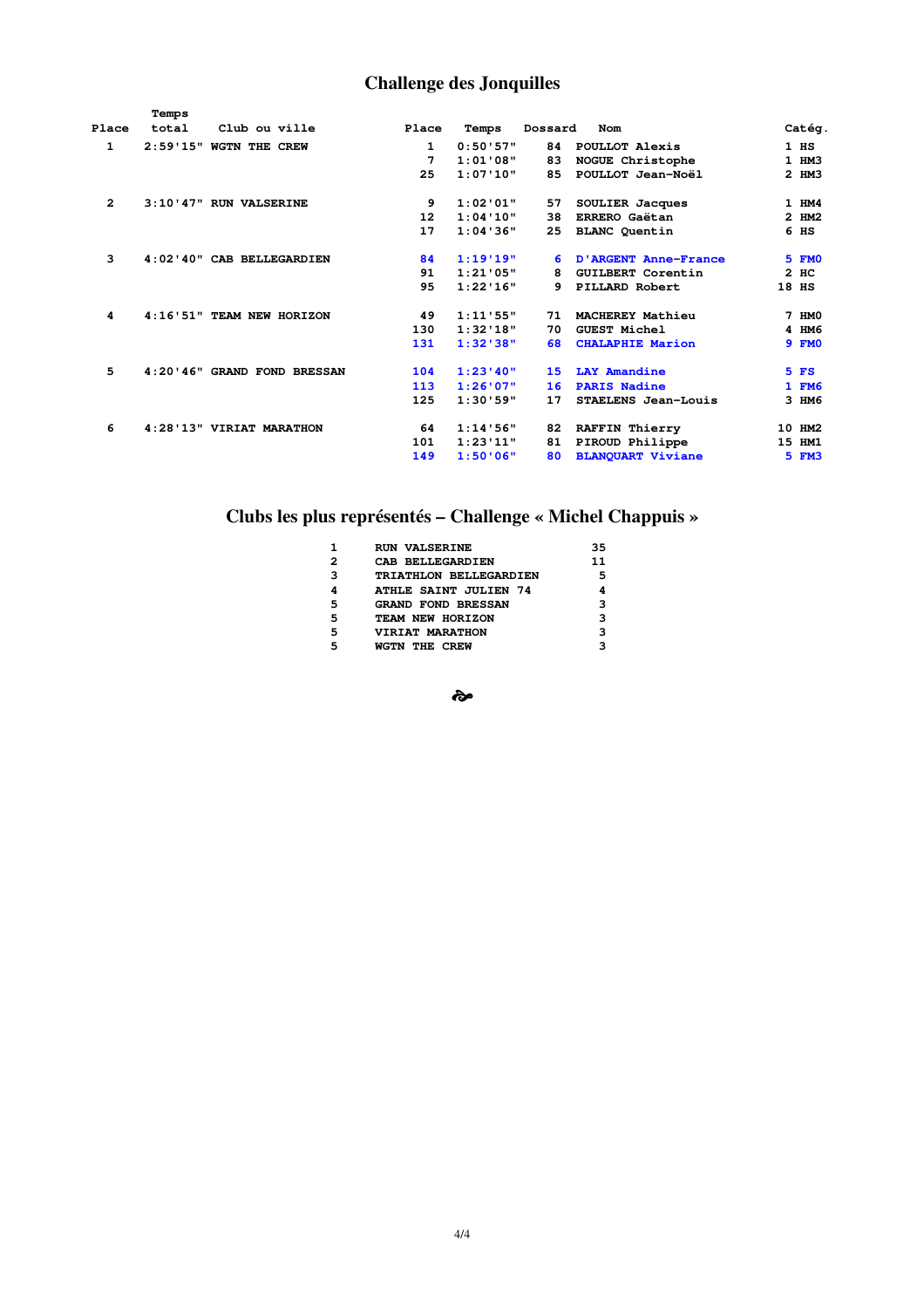# Challenge des Jonquilles

| Place | Temps total | Club ou ville | Place | Temps | Dossard | Nom | Catég. |
|---|---|---|---|---|---|---|---|
| 1 | 2:59'15" | WGTN THE CREW | 1 | 0:50'57" | 84 | POULLOT Alexis | 1 HS |
| | | | 7 | 1:01'08" | 83 | NOGUE Christophe | 1 HM3 |
| | | | 25 | 1:07'10" | 85 | POULLOT Jean-Noël | 2 HM3 |
| 2 | 3:10'47" | RUN VALSERINE | 9 | 1:02'01" | 57 | SOULIER Jacques | 1 HM4 |
| | | | 12 | 1:04'10" | 38 | ERRERO Gaëtan | 2 HM2 |
| | | | 17 | 1:04'36" | 25 | BLANC Quentin | 6 HS |
| 3 | 4:02'40" | CAB BELLEGARDIEN | 84 | 1:19'19" | 6 | D'ARGENT Anne-France | 5 FM0 |
| | | | 91 | 1:21'05" | 8 | GUILBERT Corentin | 2 HC |
| | | | 95 | 1:22'16" | 9 | PILLARD Robert | 18 HS |
| 4 | 4:16'51" | TEAM NEW HORIZON | 49 | 1:11'55" | 71 | MACHEREY Mathieu | 7 HM0 |
| | | | 130 | 1:32'18" | 70 | GUEST Michel | 4 HM6 |
| | | | 131 | 1:32'38" | 68 | CHALAPHIE Marion | 9 FM0 |
| 5 | 4:20'46" | GRAND FOND BRESSAN | 104 | 1:23'40" | 15 | LAY Amandine | 5 FS |
| | | | 113 | 1:26'07" | 16 | PARIS Nadine | 1 FM6 |
| | | | 125 | 1:30'59" | 17 | STAELENS Jean-Louis | 3 HM6 |
| 6 | 4:28'13" | VIRIAT MARATHON | 64 | 1:14'56" | 82 | RAFFIN Thierry | 10 HM2 |
| | | | 101 | 1:23'11" | 81 | PIROUD Philippe | 15 HM1 |
| | | | 149 | 1:50'06" | 80 | BLANQUART Viviane | 5 FM3 |

# Clubs les plus représentés – Challenge « Michel Chappuis »

| | | |
|---|---|---|
| 1 | RUN VALSERINE | 35 |
| 2 | CAB BELLEGARDIEN | 11 |
| 3 | TRIATHLON BELLEGARDIEN | 5 |
| 4 | ATHLE SAINT JULIEN 74 | 4 |
| 5 | GRAND FOND BRESSAN | 3 |
| 5 | TEAM NEW HORIZON | 3 |
| 5 | VIRIAT MARATHON | 3 |
| 5 | WGTN THE CREW | 3 |